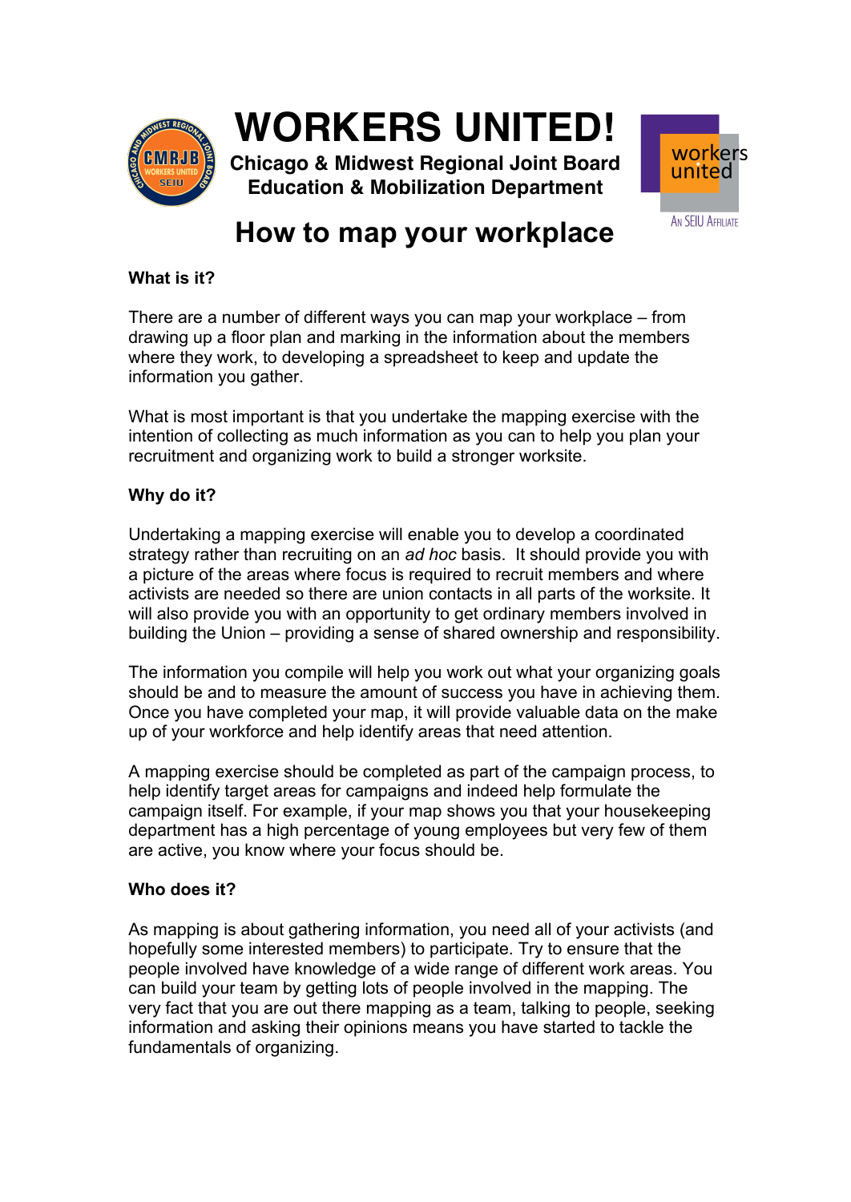# WORKERS UNITED!

**Chicago & Midwest Regional Joint Board**
**Education & Mobilization Department**

## How to map your workplace

**What is it?**

There are a number of different ways you can map your workplace – from drawing up a floor plan and marking in the information about the members where they work, to developing a spreadsheet to keep and update the information you gather.

What is most important is that you undertake the mapping exercise with the intention of collecting as much information as you can to help you plan your recruitment and organizing work to build a stronger worksite.

**Why do it?**

Undertaking a mapping exercise will enable you to develop a coordinated strategy rather than recruiting on an *ad hoc* basis. It should provide you with a picture of the areas where focus is required to recruit members and where activists are needed so there are union contacts in all parts of the worksite. It will also provide you with an opportunity to get ordinary members involved in building the Union – providing a sense of shared ownership and responsibility.

The information you compile will help you work out what your organizing goals should be and to measure the amount of success you have in achieving them. Once you have completed your map, it will provide valuable data on the make up of your workforce and help identify areas that need attention.

A mapping exercise should be completed as part of the campaign process, to help identify target areas for campaigns and indeed help formulate the campaign itself. For example, if your map shows you that your housekeeping department has a high percentage of young employees but very few of them are active, you know where your focus should be.

**Who does it?**

As mapping is about gathering information, you need all of your activists (and hopefully some interested members) to participate. Try to ensure that the people involved have knowledge of a wide range of different work areas. You can build your team by getting lots of people involved in the mapping. The very fact that you are out there mapping as a team, talking to people, seeking information and asking their opinions means you have started to tackle the fundamentals of organizing.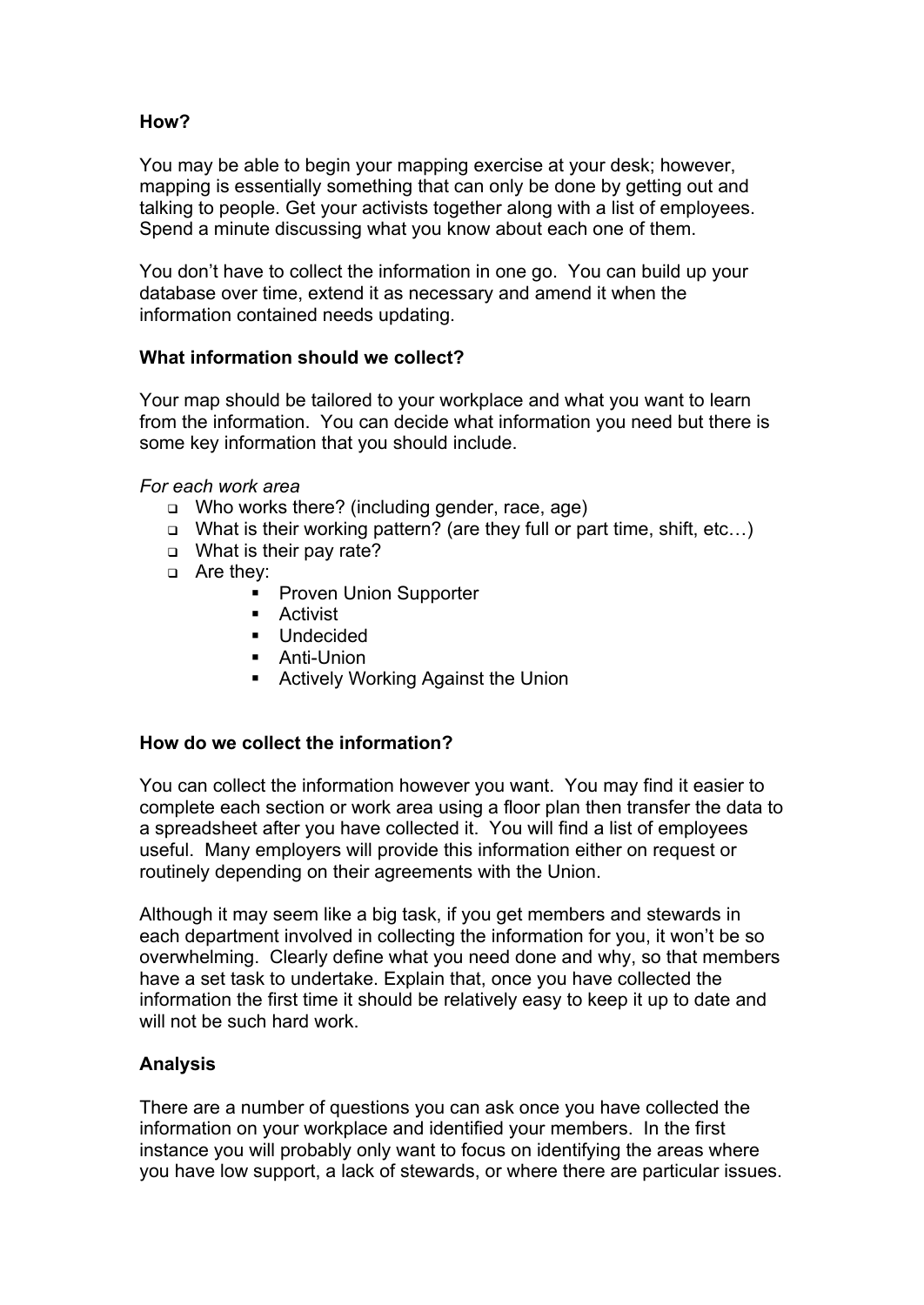**How?**

You may be able to begin your mapping exercise at your desk; however, mapping is essentially something that can only be done by getting out and talking to people. Get your activists together along with a list of employees. Spend a minute discussing what you know about each one of them.

You don't have to collect the information in one go. You can build up your database over time, extend it as necessary and amend it when the information contained needs updating.

**What information should we collect?**

Your map should be tailored to your workplace and what you want to learn from the information. You can decide what information you need but there is some key information that you should include.

*For each work area*

- Who works there? (including gender, race, age)
- What is their working pattern? (are they full or part time, shift, etc…)
- What is their pay rate?
- Are they:
    - Proven Union Supporter
    - Activist
    - Undecided
    - Anti-Union
    - Actively Working Against the Union

**How do we collect the information?**

You can collect the information however you want. You may find it easier to complete each section or work area using a floor plan then transfer the data to a spreadsheet after you have collected it. You will find a list of employees useful. Many employers will provide this information either on request or routinely depending on their agreements with the Union.

Although it may seem like a big task, if you get members and stewards in each department involved in collecting the information for you, it won't be so overwhelming. Clearly define what you need done and why, so that members have a set task to undertake. Explain that, once you have collected the information the first time it should be relatively easy to keep it up to date and will not be such hard work.

**Analysis**

There are a number of questions you can ask once you have collected the information on your workplace and identified your members. In the first instance you will probably only want to focus on identifying the areas where you have low support, a lack of stewards, or where there are particular issues.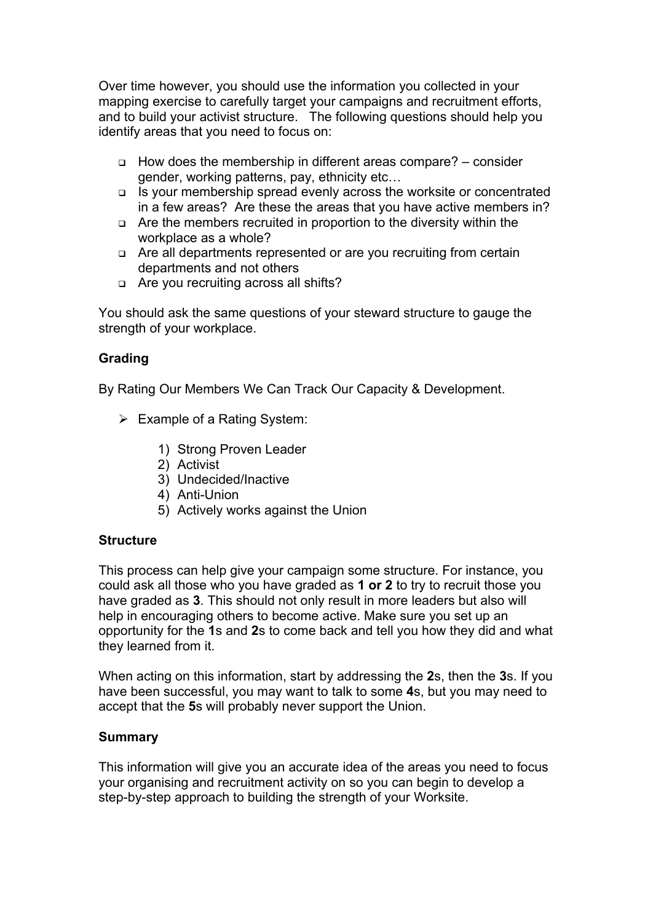Over time however, you should use the information you collected in your mapping exercise to carefully target your campaigns and recruitment efforts, and to build your activist structure. The following questions should help you identify areas that you need to focus on:

- How does the membership in different areas compare? – consider gender, working patterns, pay, ethnicity etc…
- Is your membership spread evenly across the worksite or concentrated in a few areas? Are these the areas that you have active members in?
- Are the members recruited in proportion to the diversity within the workplace as a whole?
- Are all departments represented or are you recruiting from certain departments and not others
- Are you recruiting across all shifts?

You should ask the same questions of your steward structure to gauge the strength of your workplace.

**Grading**

By Rating Our Members We Can Track Our Capacity & Development.

- Example of a Rating System:
  1) Strong Proven Leader
  2) Activist
  3) Undecided/Inactive
  4) Anti-Union
  5) Actively works against the Union

**Structure**

This process can help give your campaign some structure. For instance, you could ask all those who you have graded as **1 or 2** to try to recruit those you have graded as **3**. This should not only result in more leaders but also will help in encouraging others to become active. Make sure you set up an opportunity for the **1**s and **2**s to come back and tell you how they did and what they learned from it.

When acting on this information, start by addressing the **2**s, then the **3**s. If you have been successful, you may want to talk to some **4**s, but you may need to accept that the **5**s will probably never support the Union.

**Summary**

This information will give you an accurate idea of the areas you need to focus your organising and recruitment activity on so you can begin to develop a step-by-step approach to building the strength of your Worksite.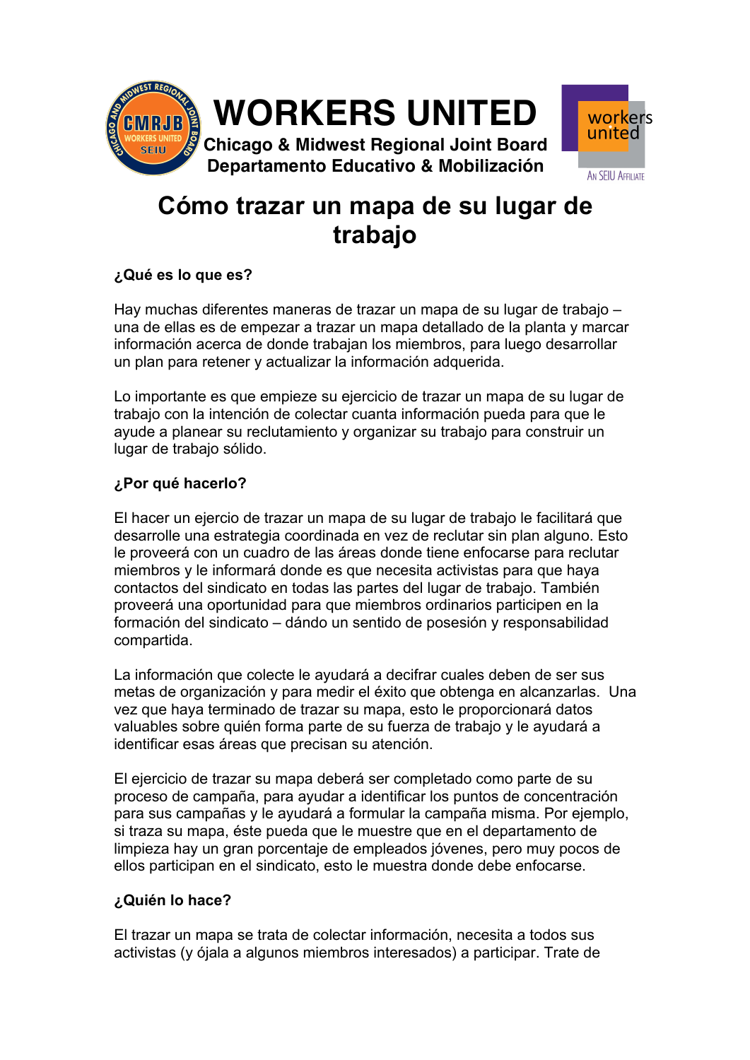# WORKERS UNITED

**Chicago & Midwest Regional Joint Board**
**Departamento Educativo & Mobilización**

## Cómo trazar un mapa de su lugar de trabajo

**¿Qué es lo que es?**

Hay muchas diferentes maneras de trazar un mapa de su lugar de trabajo – una de ellas es de empezar a trazar un mapa detallado de la planta y marcar información acerca de donde trabajan los miembros, para luego desarrollar un plan para retener y actualizar la información adquerida.

Lo importante es que empieze su ejercicio de trazar un mapa de su lugar de trabajo con la intención de colectar cuanta información pueda para que le ayude a planear su reclutamiento y organizar su trabajo para construir un lugar de trabajo sólido.

**¿Por qué hacerlo?**

El hacer un ejercicio de trazar un mapa de su lugar de trabajo le facilitará que desarrolle una estrategia coordinada en vez de reclutar sin plan alguno. Esto le proveerá con un cuadro de las áreas donde tiene enfocarse para reclutar miembros y le informará donde es que necesita activistas para que haya contactos del sindicato en todas las partes del lugar de trabajo. También proveerá una oportunidad para que miembros ordinarios participen en la formación del sindicato – dándo un sentido de posesión y responsabilidad compartida.

La información que colecte le ayudará a decifrar cuales deben de ser sus metas de organización y para medir el éxito que obtenga en alcanzarlas. Una vez que haya terminado de trazar su mapa, esto le proporcionará datos valuables sobre quién forma parte de su fuerza de trabajo y le ayudará a identificar esas áreas que precisan su atención.

El ejercicio de trazar su mapa deberá ser completado como parte de su proceso de campaña, para ayudar a identificar los puntos de concentración para sus campañas y le ayudará a formular la campaña misma. Por ejemplo, si traza su mapa, éste pueda que le muestre que en el departamento de limpieza hay un gran porcentaje de empleados jóvenes, pero muy pocos de ellos participan en el sindicato, esto le muestra donde debe enfocarse.

**¿Quién lo hace?**

El trazar un mapa se trata de colectar información, necesita a todos sus activistas (y ójala a algunos miembros interesados) a participar. Trate de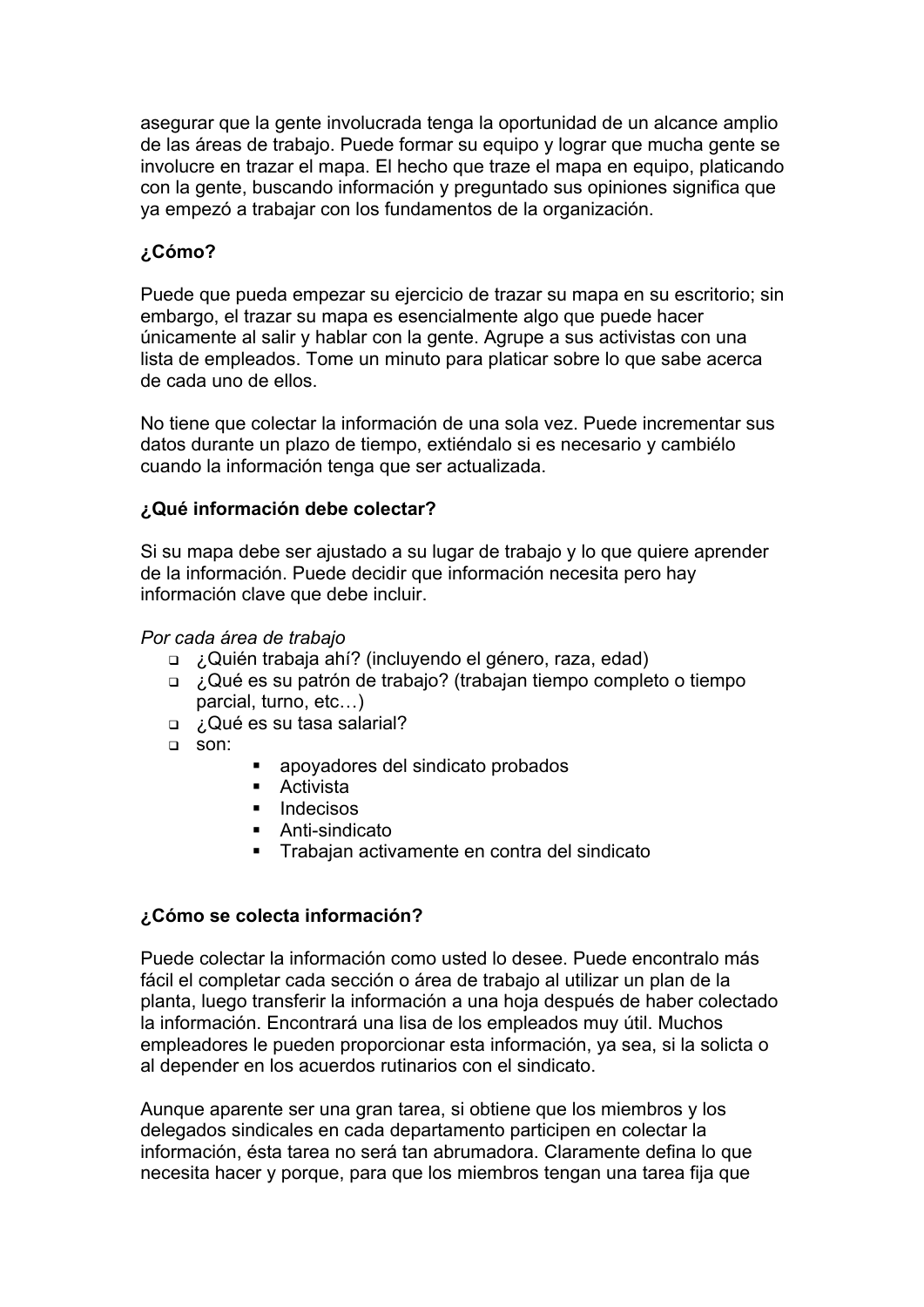asegurar que la gente involucrada tenga la oportunidad de un alcance amplio de las áreas de trabajo. Puede formar su equipo y lograr que mucha gente se involucre en trazar el mapa. El hecho que traze el mapa en equipo, platicando con la gente, buscando información y preguntado sus opiniones significa que ya empezó a trabajar con los fundamentos de la organización.

**¿Cómo?**

Puede que pueda empezar su ejercicio de trazar su mapa en su escritorio; sin embargo, el trazar su mapa es esencialmente algo que puede hacer únicamente al salir y hablar con la gente. Agrupe a sus activistas con una lista de empleados. Tome un minuto para platicar sobre lo que sabe acerca de cada uno de ellos.

No tiene que colectar la información de una sola vez. Puede incrementar sus datos durante un plazo de tiempo, extiéndalo si es necesario y cambiélo cuando la información tenga que ser actualizada.

**¿Qué información debe colectar?**

Si su mapa debe ser ajustado a su lugar de trabajo y lo que quiere aprender de la información. Puede decidir que información necesita pero hay información clave que debe incluir.

*Por cada área de trabajo*

- ¿Quién trabaja ahí? (incluyendo el género, raza, edad)
- ¿Qué es su patrón de trabajo? (trabajan tiempo completo o tiempo parcial, turno, etc…)
- ¿Qué es su tasa salarial?
- son:
    - apoyadores del sindicato probados
    - Activista
    - Indecisos
    - Anti-sindicato
    - Trabajan activamente en contra del sindicato

**¿Cómo se colecta información?**

Puede colectar la información como usted lo desee. Puede encontralo más fácil el completar cada sección o área de trabajo al utilizar un plan de la planta, luego transferir la información a una hoja después de haber colectado la información. Encontrará una lisa de los empleados muy útil. Muchos empleadores le pueden proporcionar esta información, ya sea, si la solicta o al depender en los acuerdos rutinarios con el sindicato.

Aunque aparente ser una gran tarea, si obtiene que los miembros y los delegados sindicales en cada departamento participen en colectar la información, ésta tarea no será tan abrumadora. Claramente defina lo que necesita hacer y porque, para que los miembros tengan una tarea fija que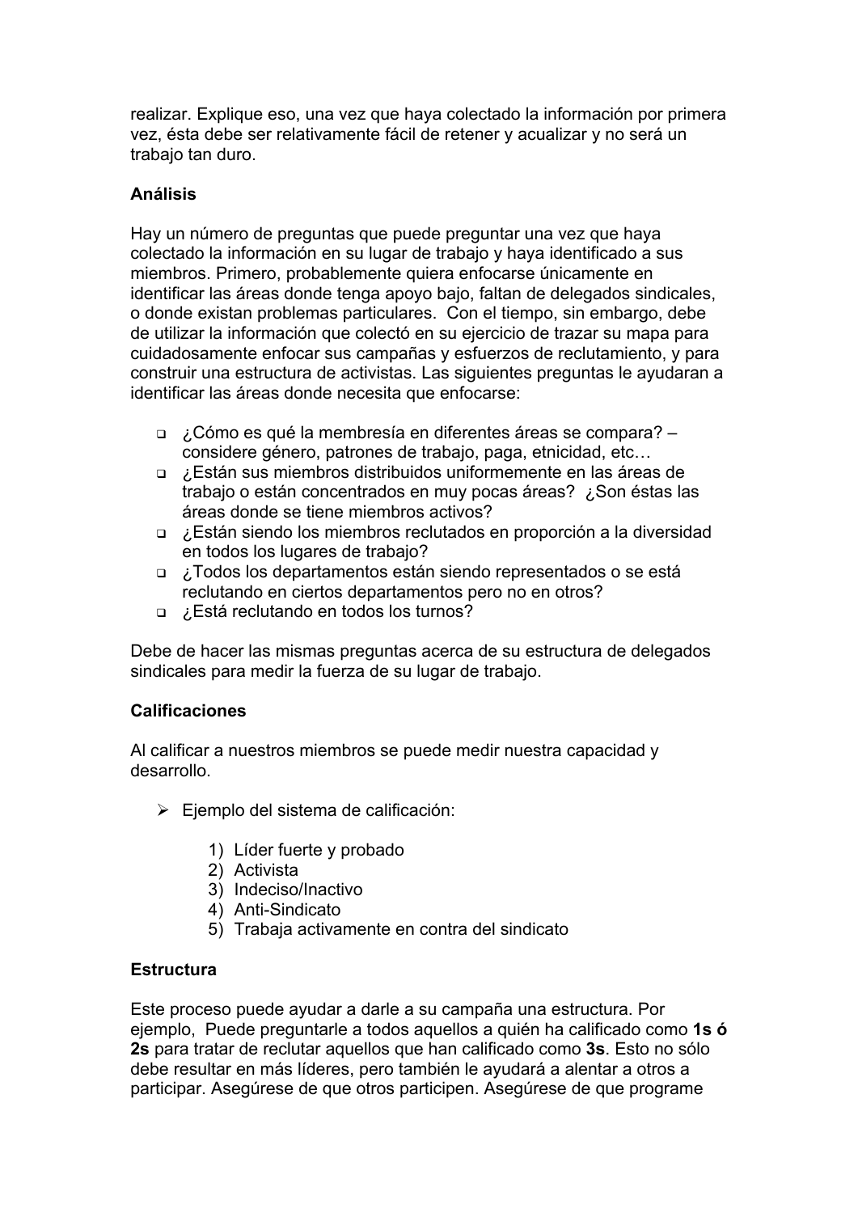realizar. Explique eso, una vez que haya colectado la información por primera vez, ésta debe ser relativamente fácil de retener y acualizar y no será un trabajo tan duro.

**Análisis**

Hay un número de preguntas que puede preguntar una vez que haya colectado la información en su lugar de trabajo y haya identificado a sus miembros. Primero, probablemente quiera enfocarse únicamente en identificar las áreas donde tenga apoyo bajo, faltan de delegados sindicales, o donde existan problemas particulares. Con el tiempo, sin embargo, debe de utilizar la información que colectó en su ejercicio de trazar su mapa para cuidadosamente enfocar sus campañas y esfuerzos de reclutamiento, y para construir una estructura de activistas. Las siguientes preguntas le ayudaran a identificar las áreas donde necesita que enfocarse:

- ¿Cómo es qué la membresía en diferentes áreas se compara? – considere género, patrones de trabajo, paga, etnicidad, etc…
- ¿Están sus miembros distribuidos uniformemente en las áreas de trabajo o están concentrados en muy pocas áreas? ¿Son éstas las áreas donde se tiene miembros activos?
- ¿Están siendo los miembros reclutados en proporción a la diversidad en todos los lugares de trabajo?
- ¿Todos los departamentos están siendo representados o se está reclutando en ciertos departamentos pero no en otros?
- ¿Está reclutando en todos los turnos?

Debe de hacer las mismas preguntas acerca de su estructura de delegados sindicales para medir la fuerza de su lugar de trabajo.

**Calificaciones**

Al calificar a nuestros miembros se puede medir nuestra capacidad y desarrollo.

- Ejemplo del sistema de calificación:

    1) Líder fuerte y probado
    2) Activista
    3) Indeciso/Inactivo
    4) Anti-Sindicato
    5) Trabaja activamente en contra del sindicato

**Estructura**

Este proceso puede ayudar a darle a su campaña una estructura. Por ejemplo, Puede preguntarle a todos aquellos a quién ha calificado como **1s ó 2s** para tratar de reclutar aquellos que han calificado como **3s**. Esto no sólo debe resultar en más líderes, pero también le ayudará a alentar a otros a participar. Asegúrese de que otros participen. Asegúrese de que programe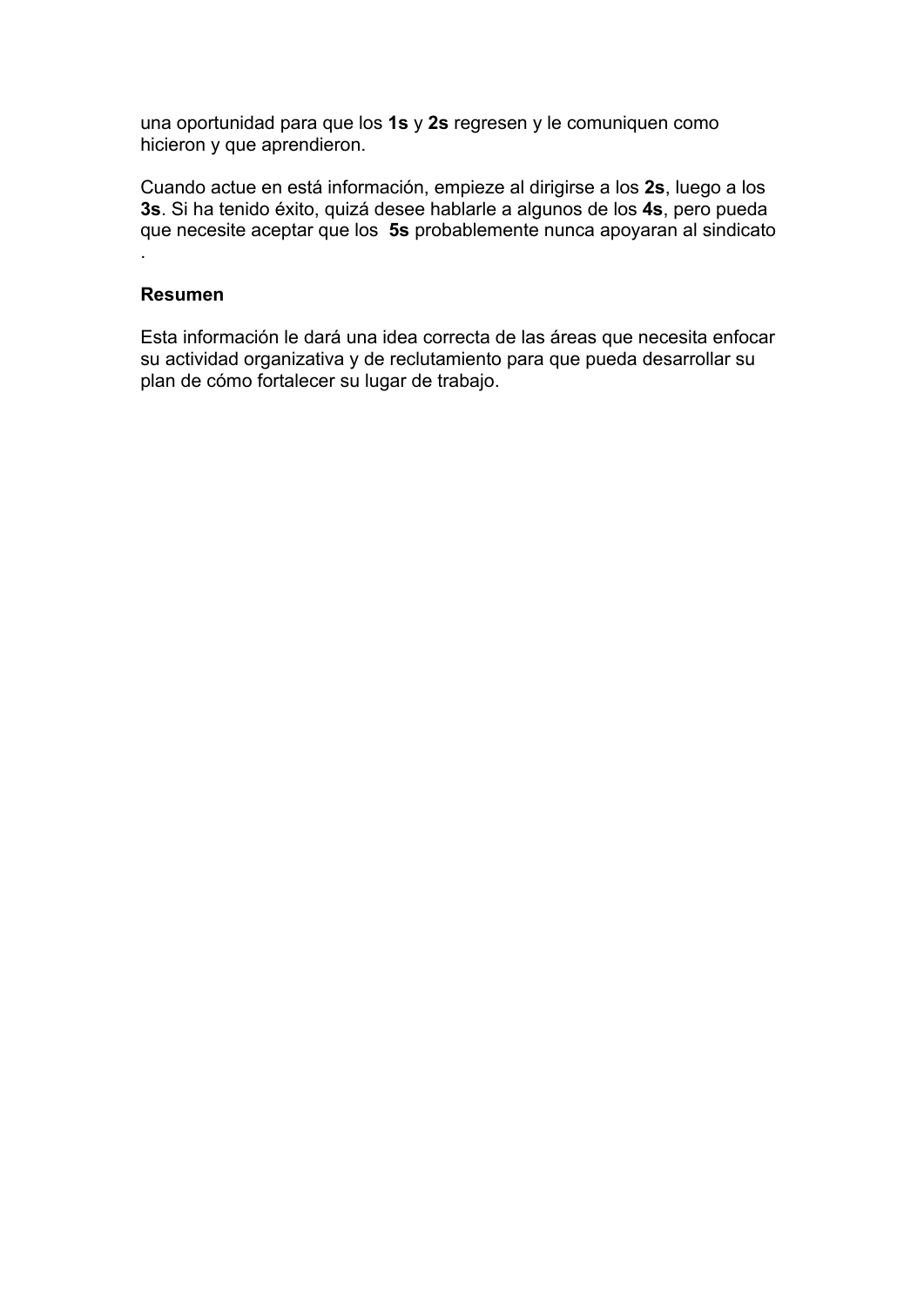una oportunidad para que los **1s** y **2s** regresen y le comuniquen como hicieron y que aprendieron.

Cuando actue en está información, empieze al dirigirse a los **2s**, luego a los **3s**. Si ha tenido éxito, quizá desee hablarle a algunos de los **4s**, pero pueda que necesite aceptar que los **5s** probablemente nunca apoyaran al sindicato .

**Resumen**

Esta información le dará una idea correcta de las áreas que necesita enfocar su actividad organizativa y de reclutamiento para que pueda desarrollar su plan de cómo fortalecer su lugar de trabajo.